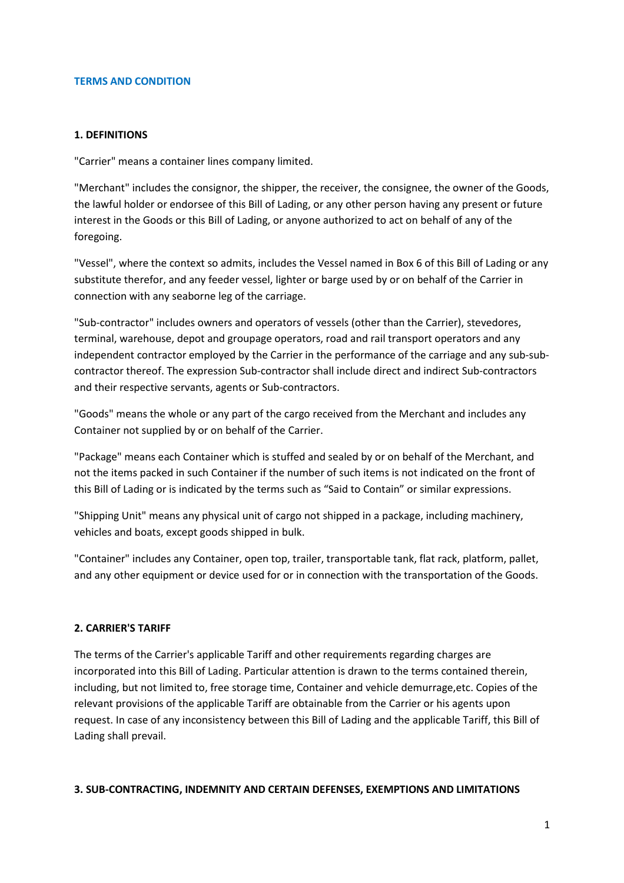# TERMS AND CONDITION

## 1. DEFINITIONS

"Carrier" means a container lines company limited.

"Merchant" includes the consignor, the shipper, the receiver, the consignee, the owner of the Goods, the lawful holder or endorsee of this Bill of Lading, or any other person having any present or future interest in the Goods or this Bill of Lading, or anyone authorized to act on behalf of any of the foregoing.

"Vessel", where the context so admits, includes the Vessel named in Box 6 of this Bill of Lading or any substitute therefor, and any feeder vessel, lighter or barge used by or on behalf of the Carrier in connection with any seaborne leg of the carriage.

"Sub-contractor" includes owners and operators of vessels (other than the Carrier), stevedores, terminal, warehouse, depot and groupage operators, road and rail transport operators and any independent contractor employed by the Carrier in the performance of the carriage and any sub-sub-contractor thereof. The expression Sub-contractor shall include direct and indirect Sub-contractors and their respective servants, agents or Sub-contractors.

"Goods" means the whole or any part of the cargo received from the Merchant and includes any Container not supplied by or on behalf of the Carrier.

"Package" means each Container which is stuffed and sealed by or on behalf of the Merchant, and not the items packed in such Container if the number of such items is not indicated on the front of this Bill of Lading or is indicated by the terms such as "Said to Contain" or similar expressions.

"Shipping Unit" means any physical unit of cargo not shipped in a package, including machinery, vehicles and boats, except goods shipped in bulk.

"Container" includes any Container, open top, trailer, transportable tank, flat rack, platform, pallet, and any other equipment or device used for or in connection with the transportation of the Goods.

## 2. CARRIER'S TARIFF

The terms of the Carrier's applicable Tariff and other requirements regarding charges are incorporated into this Bill of Lading. Particular attention is drawn to the terms contained therein, including, but not limited to, free storage time, Container and vehicle demurrage,etc. Copies of the relevant provisions of the applicable Tariff are obtainable from the Carrier or his agents upon request. In case of any inconsistency between this Bill of Lading and the applicable Tariff, this Bill of Lading shall prevail.

## 3. SUB-CONTRACTING, INDEMNITY AND CERTAIN DEFENSES, EXEMPTIONS AND LIMITATIONS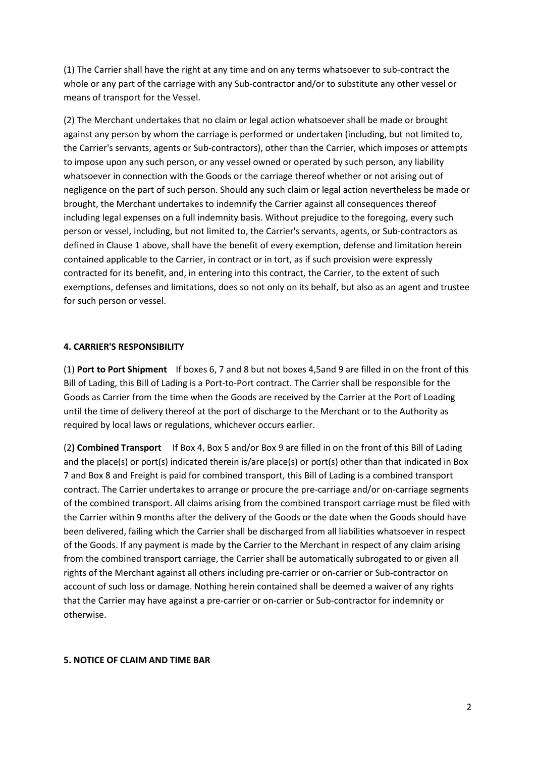(1) The Carrier shall have the right at any time and on any terms whatsoever to sub-contract the whole or any part of the carriage with any Sub-contractor and/or to substitute any other vessel or means of transport for the Vessel.

(2) The Merchant undertakes that no claim or legal action whatsoever shall be made or brought against any person by whom the carriage is performed or undertaken (including, but not limited to, the Carrier's servants, agents or Sub-contractors), other than the Carrier, which imposes or attempts to impose upon any such person, or any vessel owned or operated by such person, any liability whatsoever in connection with the Goods or the carriage thereof whether or not arising out of negligence on the part of such person. Should any such claim or legal action nevertheless be made or brought, the Merchant undertakes to indemnify the Carrier against all consequences thereof including legal expenses on a full indemnity basis. Without prejudice to the foregoing, every such person or vessel, including, but not limited to, the Carrier's servants, agents, or Sub-contractors as defined in Clause 1 above, shall have the benefit of every exemption, defense and limitation herein contained applicable to the Carrier, in contract or in tort, as if such provision were expressly contracted for its benefit, and, in entering into this contract, the Carrier, to the extent of such exemptions, defenses and limitations, does so not only on its behalf, but also as an agent and trustee for such person or vessel.

**4. CARRIER'S RESPONSIBILITY**

(1) **Port to Port Shipment** If boxes 6, 7 and 8 but not boxes 4,5and 9 are filled in on the front of this Bill of Lading, this Bill of Lading is a Port-to-Port contract. The Carrier shall be responsible for the Goods as Carrier from the time when the Goods are received by the Carrier at the Port of Loading until the time of delivery thereof at the port of discharge to the Merchant or to the Authority as required by local laws or regulations, whichever occurs earlier.

(2**) Combined Transport** If Box 4, Box 5 and/or Box 9 are filled in on the front of this Bill of Lading and the place(s) or port(s) indicated therein is/are place(s) or port(s) other than that indicated in Box 7 and Box 8 and Freight is paid for combined transport, this Bill of Lading is a combined transport contract. The Carrier undertakes to arrange or procure the pre-carriage and/or on-carriage segments of the combined transport. All claims arising from the combined transport carriage must be filed with the Carrier within 9 months after the delivery of the Goods or the date when the Goods should have been delivered, failing which the Carrier shall be discharged from all liabilities whatsoever in respect of the Goods. If any payment is made by the Carrier to the Merchant in respect of any claim arising from the combined transport carriage, the Carrier shall be automatically subrogated to or given all rights of the Merchant against all others including pre-carrier or on-carrier or Sub-contractor on account of such loss or damage. Nothing herein contained shall be deemed a waiver of any rights that the Carrier may have against a pre-carrier or on-carrier or Sub-contractor for indemnity or otherwise.

**5. NOTICE OF CLAIM AND TIME BAR**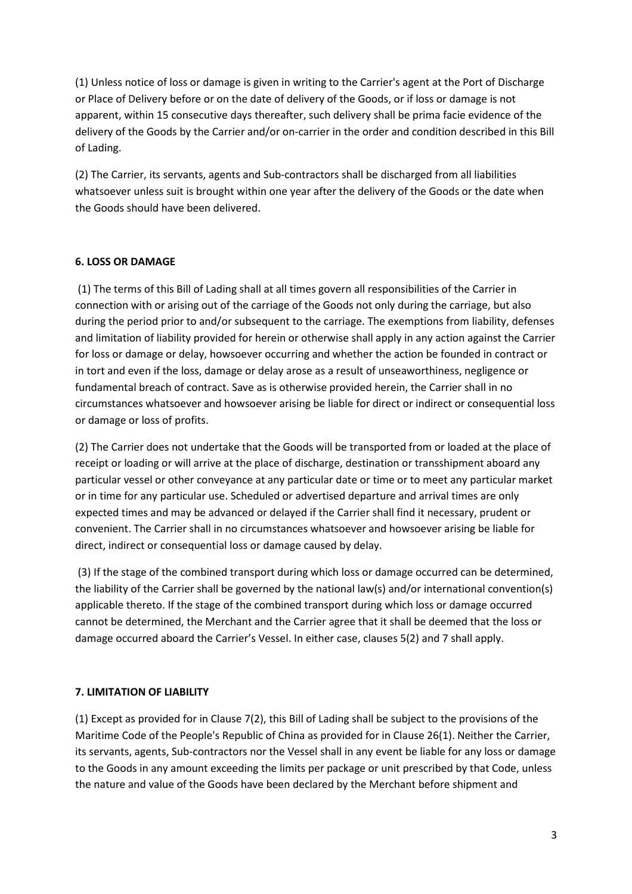(1) Unless notice of loss or damage is given in writing to the Carrier's agent at the Port of Discharge or Place of Delivery before or on the date of delivery of the Goods, or if loss or damage is not apparent, within 15 consecutive days thereafter, such delivery shall be prima facie evidence of the delivery of the Goods by the Carrier and/or on-carrier in the order and condition described in this Bill of Lading.

(2) The Carrier, its servants, agents and Sub-contractors shall be discharged from all liabilities whatsoever unless suit is brought within one year after the delivery of the Goods or the date when the Goods should have been delivered.

**6. LOSS OR DAMAGE**

(1) The terms of this Bill of Lading shall at all times govern all responsibilities of the Carrier in connection with or arising out of the carriage of the Goods not only during the carriage, but also during the period prior to and/or subsequent to the carriage. The exemptions from liability, defenses and limitation of liability provided for herein or otherwise shall apply in any action against the Carrier for loss or damage or delay, howsoever occurring and whether the action be founded in contract or in tort and even if the loss, damage or delay arose as a result of unseaworthiness, negligence or fundamental breach of contract. Save as is otherwise provided herein, the Carrier shall in no circumstances whatsoever and howsoever arising be liable for direct or indirect or consequential loss or damage or loss of profits.

(2) The Carrier does not undertake that the Goods will be transported from or loaded at the place of receipt or loading or will arrive at the place of discharge, destination or transshipment aboard any particular vessel or other conveyance at any particular date or time or to meet any particular market or in time for any particular use. Scheduled or advertised departure and arrival times are only expected times and may be advanced or delayed if the Carrier shall find it necessary, prudent or convenient. The Carrier shall in no circumstances whatsoever and howsoever arising be liable for direct, indirect or consequential loss or damage caused by delay.

(3) If the stage of the combined transport during which loss or damage occurred can be determined, the liability of the Carrier shall be governed by the national law(s) and/or international convention(s) applicable thereto. If the stage of the combined transport during which loss or damage occurred cannot be determined, the Merchant and the Carrier agree that it shall be deemed that the loss or damage occurred aboard the Carrier's Vessel. In either case, clauses 5(2) and 7 shall apply.

**7. LIMITATION OF LIABILITY**

(1) Except as provided for in Clause 7(2), this Bill of Lading shall be subject to the provisions of the Maritime Code of the People's Republic of China as provided for in Clause 26(1). Neither the Carrier, its servants, agents, Sub-contractors nor the Vessel shall in any event be liable for any loss or damage to the Goods in any amount exceeding the limits per package or unit prescribed by that Code, unless the nature and value of the Goods have been declared by the Merchant before shipment and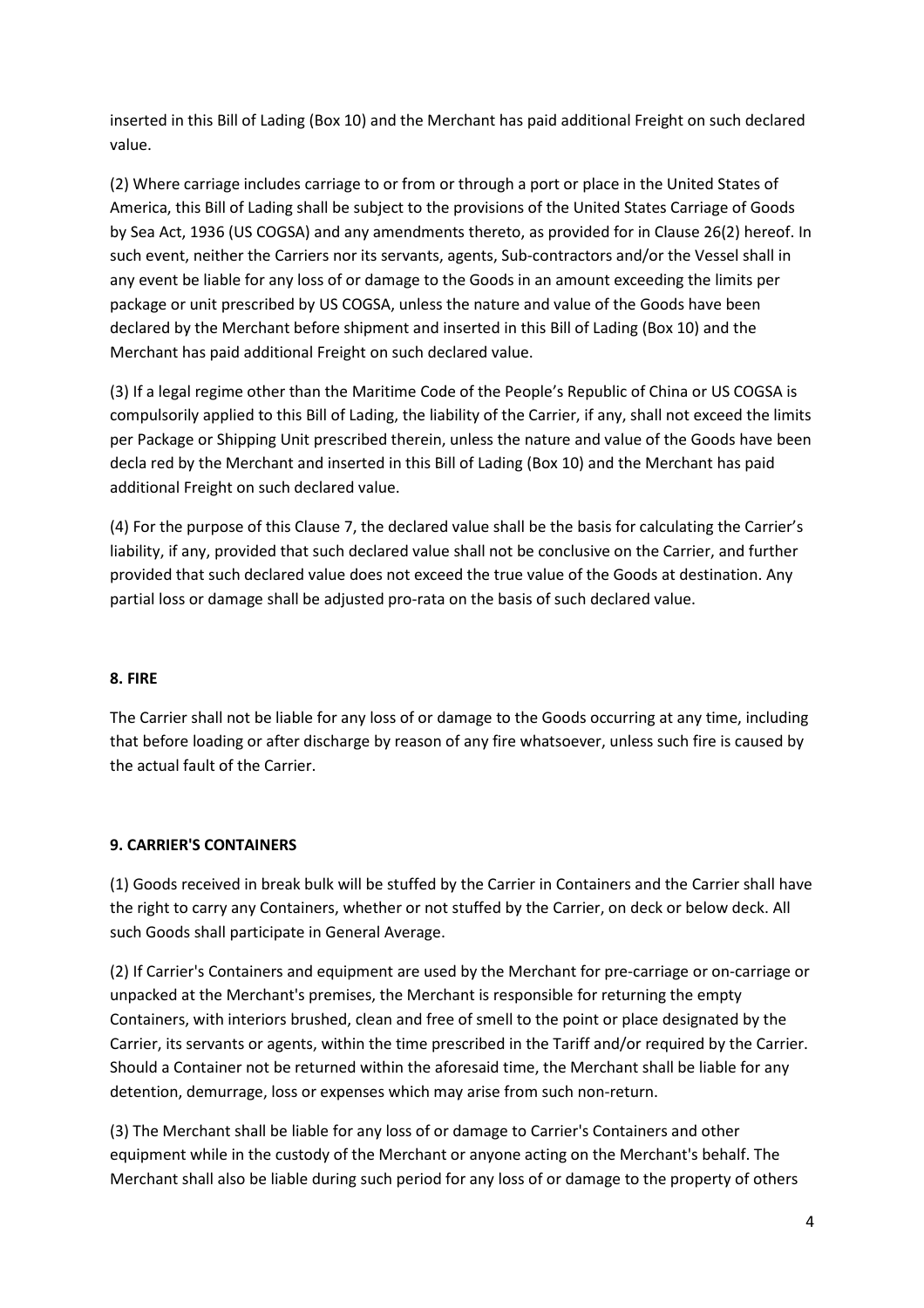inserted in this Bill of Lading (Box 10) and the Merchant has paid additional Freight on such declared value.

(2) Where carriage includes carriage to or from or through a port or place in the United States of America, this Bill of Lading shall be subject to the provisions of the United States Carriage of Goods by Sea Act, 1936 (US COGSA) and any amendments thereto, as provided for in Clause 26(2) hereof. In such event, neither the Carriers nor its servants, agents, Sub-contractors and/or the Vessel shall in any event be liable for any loss of or damage to the Goods in an amount exceeding the limits per package or unit prescribed by US COGSA, unless the nature and value of the Goods have been declared by the Merchant before shipment and inserted in this Bill of Lading (Box 10) and the Merchant has paid additional Freight on such declared value.

(3) If a legal regime other than the Maritime Code of the People's Republic of China or US COGSA is compulsorily applied to this Bill of Lading, the liability of the Carrier, if any, shall not exceed the limits per Package or Shipping Unit prescribed therein, unless the nature and value of the Goods have been decla red by the Merchant and inserted in this Bill of Lading (Box 10) and the Merchant has paid additional Freight on such declared value.

(4) For the purpose of this Clause 7, the declared value shall be the basis for calculating the Carrier's liability, if any, provided that such declared value shall not be conclusive on the Carrier, and further provided that such declared value does not exceed the true value of the Goods at destination. Any partial loss or damage shall be adjusted pro-rata on the basis of such declared value.

**8. FIRE**

The Carrier shall not be liable for any loss of or damage to the Goods occurring at any time, including that before loading or after discharge by reason of any fire whatsoever, unless such fire is caused by the actual fault of the Carrier.

**9. CARRIER'S CONTAINERS**

(1) Goods received in break bulk will be stuffed by the Carrier in Containers and the Carrier shall have the right to carry any Containers, whether or not stuffed by the Carrier, on deck or below deck. All such Goods shall participate in General Average.

(2) If Carrier's Containers and equipment are used by the Merchant for pre-carriage or on-carriage or unpacked at the Merchant's premises, the Merchant is responsible for returning the empty Containers, with interiors brushed, clean and free of smell to the point or place designated by the Carrier, its servants or agents, within the time prescribed in the Tariff and/or required by the Carrier. Should a Container not be returned within the aforesaid time, the Merchant shall be liable for any detention, demurrage, loss or expenses which may arise from such non-return.

(3) The Merchant shall be liable for any loss of or damage to Carrier's Containers and other equipment while in the custody of the Merchant or anyone acting on the Merchant's behalf. The Merchant shall also be liable during such period for any loss of or damage to the property of others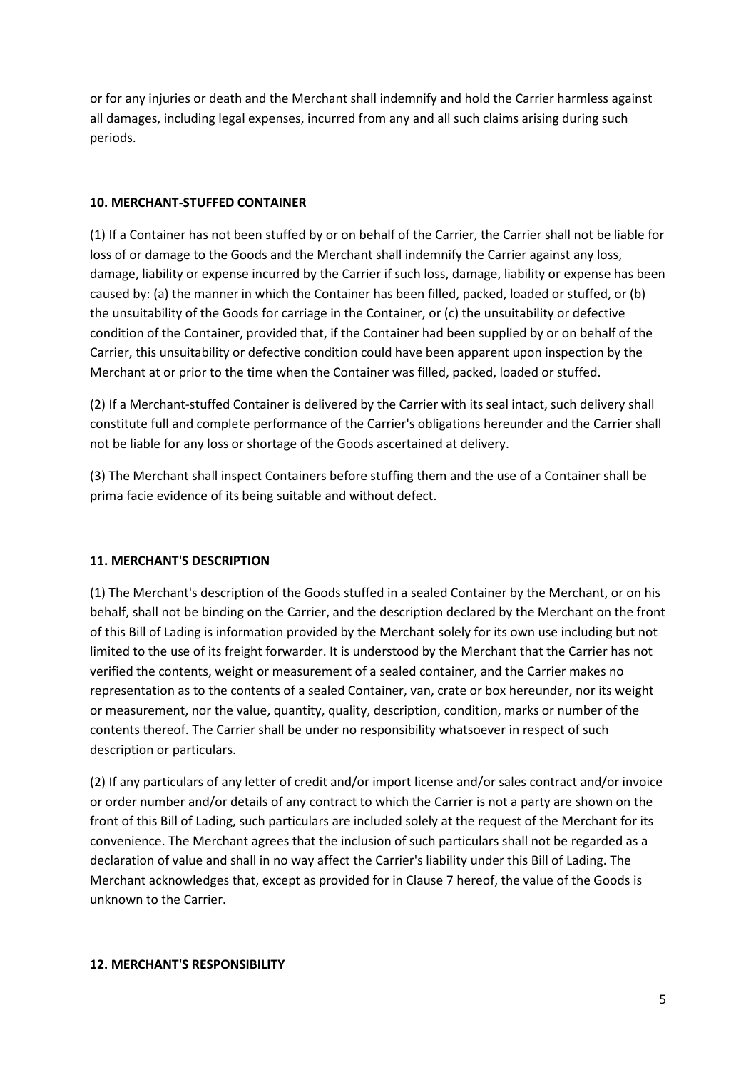or for any injuries or death and the Merchant shall indemnify and hold the Carrier harmless against all damages, including legal expenses, incurred from any and all such claims arising during such periods.

**10. MERCHANT-STUFFED CONTAINER**

(1) If a Container has not been stuffed by or on behalf of the Carrier, the Carrier shall not be liable for loss of or damage to the Goods and the Merchant shall indemnify the Carrier against any loss, damage, liability or expense incurred by the Carrier if such loss, damage, liability or expense has been caused by: (a) the manner in which the Container has been filled, packed, loaded or stuffed, or (b) the unsuitability of the Goods for carriage in the Container, or (c) the unsuitability or defective condition of the Container, provided that, if the Container had been supplied by or on behalf of the Carrier, this unsuitability or defective condition could have been apparent upon inspection by the Merchant at or prior to the time when the Container was filled, packed, loaded or stuffed.

(2) If a Merchant-stuffed Container is delivered by the Carrier with its seal intact, such delivery shall constitute full and complete performance of the Carrier's obligations hereunder and the Carrier shall not be liable for any loss or shortage of the Goods ascertained at delivery.

(3) The Merchant shall inspect Containers before stuffing them and the use of a Container shall be prima facie evidence of its being suitable and without defect.

**11. MERCHANT'S DESCRIPTION**

(1) The Merchant's description of the Goods stuffed in a sealed Container by the Merchant, or on his behalf, shall not be binding on the Carrier, and the description declared by the Merchant on the front of this Bill of Lading is information provided by the Merchant solely for its own use including but not limited to the use of its freight forwarder. It is understood by the Merchant that the Carrier has not verified the contents, weight or measurement of a sealed container, and the Carrier makes no representation as to the contents of a sealed Container, van, crate or box hereunder, nor its weight or measurement, nor the value, quantity, quality, description, condition, marks or number of the contents thereof. The Carrier shall be under no responsibility whatsoever in respect of such description or particulars.

(2) If any particulars of any letter of credit and/or import license and/or sales contract and/or invoice or order number and/or details of any contract to which the Carrier is not a party are shown on the front of this Bill of Lading, such particulars are included solely at the request of the Merchant for its convenience. The Merchant agrees that the inclusion of such particulars shall not be regarded as a declaration of value and shall in no way affect the Carrier's liability under this Bill of Lading. The Merchant acknowledges that, except as provided for in Clause 7 hereof, the value of the Goods is unknown to the Carrier.

**12. MERCHANT'S RESPONSIBILITY**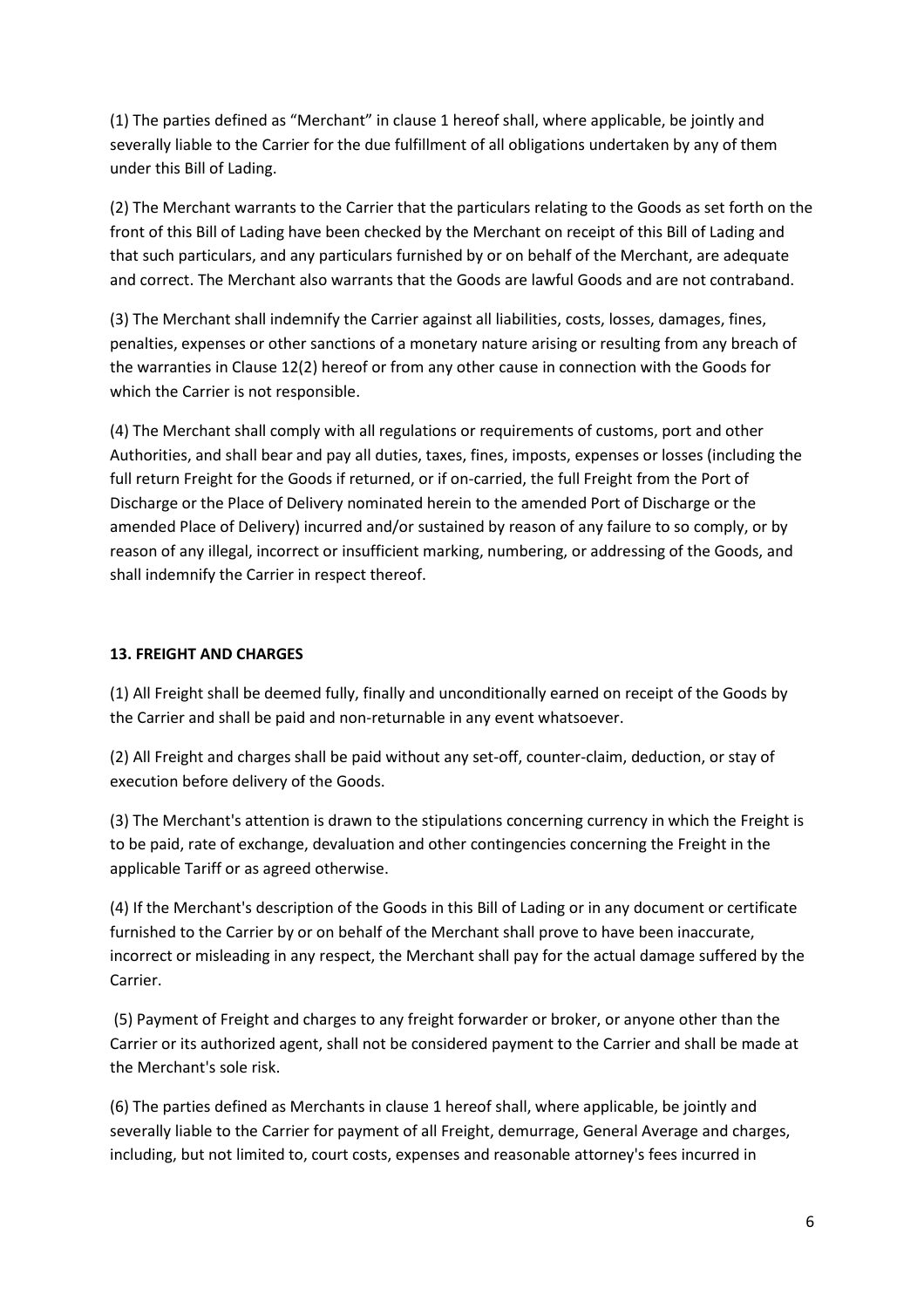(1) The parties defined as "Merchant" in clause 1 hereof shall, where applicable, be jointly and severally liable to the Carrier for the due fulfillment of all obligations undertaken by any of them under this Bill of Lading.

(2) The Merchant warrants to the Carrier that the particulars relating to the Goods as set forth on the front of this Bill of Lading have been checked by the Merchant on receipt of this Bill of Lading and that such particulars, and any particulars furnished by or on behalf of the Merchant, are adequate and correct. The Merchant also warrants that the Goods are lawful Goods and are not contraband.

(3) The Merchant shall indemnify the Carrier against all liabilities, costs, losses, damages, fines, penalties, expenses or other sanctions of a monetary nature arising or resulting from any breach of the warranties in Clause 12(2) hereof or from any other cause in connection with the Goods for which the Carrier is not responsible.

(4) The Merchant shall comply with all regulations or requirements of customs, port and other Authorities, and shall bear and pay all duties, taxes, fines, imposts, expenses or losses (including the full return Freight for the Goods if returned, or if on-carried, the full Freight from the Port of Discharge or the Place of Delivery nominated herein to the amended Port of Discharge or the amended Place of Delivery) incurred and/or sustained by reason of any failure to so comply, or by reason of any illegal, incorrect or insufficient marking, numbering, or addressing of the Goods, and shall indemnify the Carrier in respect thereof.

**13. FREIGHT AND CHARGES**

(1) All Freight shall be deemed fully, finally and unconditionally earned on receipt of the Goods by the Carrier and shall be paid and non-returnable in any event whatsoever.

(2) All Freight and charges shall be paid without any set-off, counter-claim, deduction, or stay of execution before delivery of the Goods.

(3) The Merchant's attention is drawn to the stipulations concerning currency in which the Freight is to be paid, rate of exchange, devaluation and other contingencies concerning the Freight in the applicable Tariff or as agreed otherwise.

(4) If the Merchant's description of the Goods in this Bill of Lading or in any document or certificate furnished to the Carrier by or on behalf of the Merchant shall prove to have been inaccurate, incorrect or misleading in any respect, the Merchant shall pay for the actual damage suffered by the Carrier.

(5) Payment of Freight and charges to any freight forwarder or broker, or anyone other than the Carrier or its authorized agent, shall not be considered payment to the Carrier and shall be made at the Merchant's sole risk.

(6) The parties defined as Merchants in clause 1 hereof shall, where applicable, be jointly and severally liable to the Carrier for payment of all Freight, demurrage, General Average and charges, including, but not limited to, court costs, expenses and reasonable attorney's fees incurred in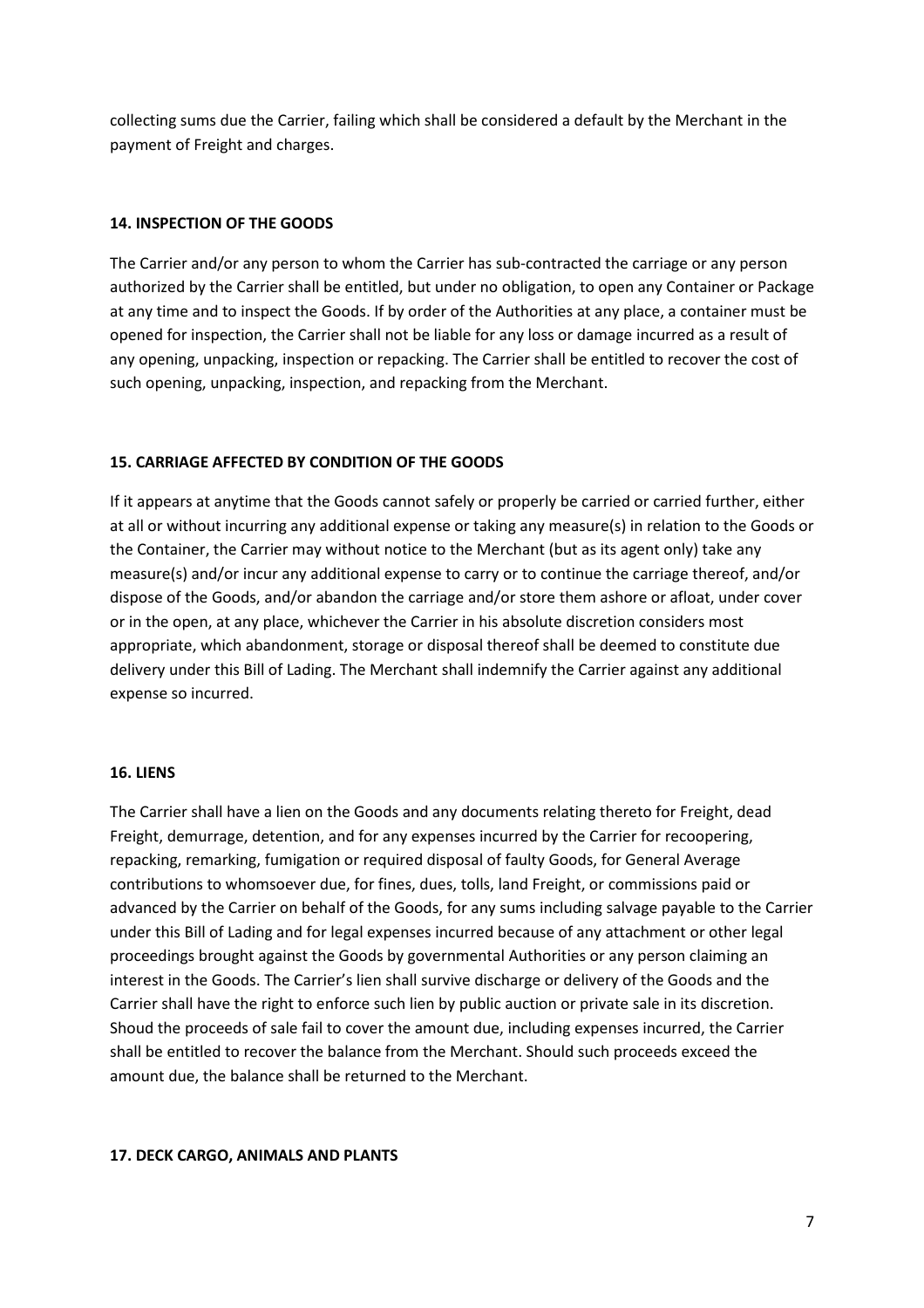collecting sums due the Carrier, failing which shall be considered a default by the Merchant in the payment of Freight and charges.

**14. INSPECTION OF THE GOODS**

The Carrier and/or any person to whom the Carrier has sub-contracted the carriage or any person authorized by the Carrier shall be entitled, but under no obligation, to open any Container or Package at any time and to inspect the Goods. If by order of the Authorities at any place, a container must be opened for inspection, the Carrier shall not be liable for any loss or damage incurred as a result of any opening, unpacking, inspection or repacking. The Carrier shall be entitled to recover the cost of such opening, unpacking, inspection, and repacking from the Merchant.

**15. CARRIAGE AFFECTED BY CONDITION OF THE GOODS**

If it appears at anytime that the Goods cannot safely or properly be carried or carried further, either at all or without incurring any additional expense or taking any measure(s) in relation to the Goods or the Container, the Carrier may without notice to the Merchant (but as its agent only) take any measure(s) and/or incur any additional expense to carry or to continue the carriage thereof, and/or dispose of the Goods, and/or abandon the carriage and/or store them ashore or afloat, under cover or in the open, at any place, whichever the Carrier in his absolute discretion considers most appropriate, which abandonment, storage or disposal thereof shall be deemed to constitute due delivery under this Bill of Lading. The Merchant shall indemnify the Carrier against any additional expense so incurred.

**16. LIENS**

The Carrier shall have a lien on the Goods and any documents relating thereto for Freight, dead Freight, demurrage, detention, and for any expenses incurred by the Carrier for recoopering, repacking, remarking, fumigation or required disposal of faulty Goods, for General Average contributions to whomsoever due, for fines, dues, tolls, land Freight, or commissions paid or advanced by the Carrier on behalf of the Goods, for any sums including salvage payable to the Carrier under this Bill of Lading and for legal expenses incurred because of any attachment or other legal proceedings brought against the Goods by governmental Authorities or any person claiming an interest in the Goods. The Carrier's lien shall survive discharge or delivery of the Goods and the Carrier shall have the right to enforce such lien by public auction or private sale in its discretion. Shoud the proceeds of sale fail to cover the amount due, including expenses incurred, the Carrier shall be entitled to recover the balance from the Merchant. Should such proceeds exceed the amount due, the balance shall be returned to the Merchant.

**17. DECK CARGO, ANIMALS AND PLANTS**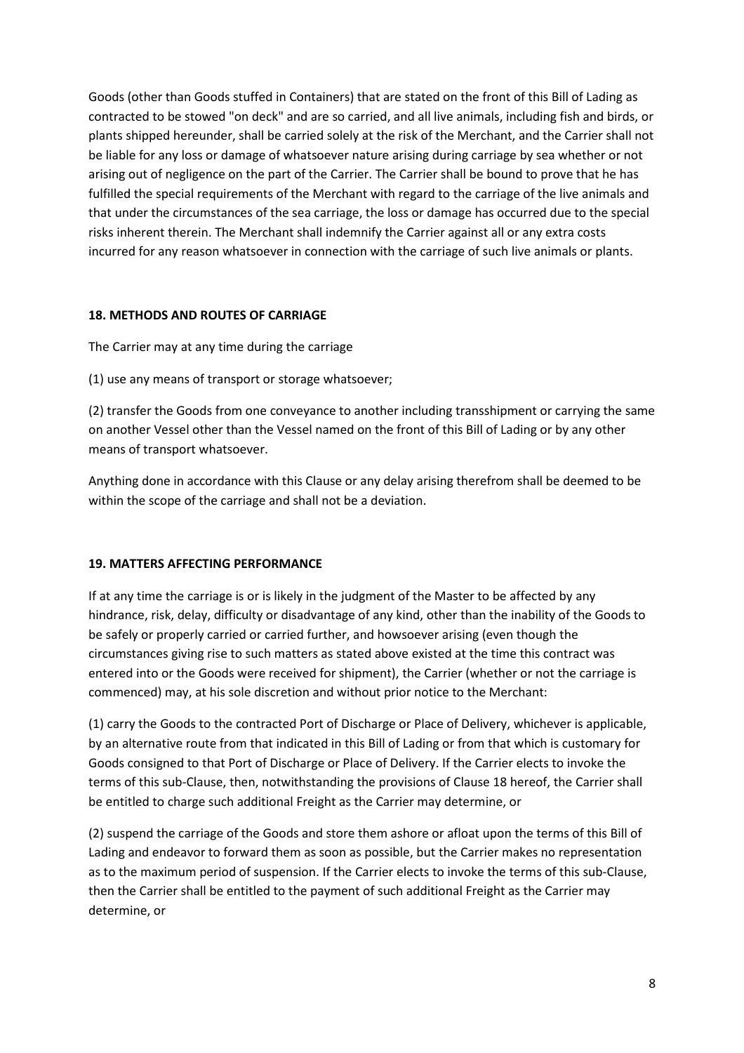Goods (other than Goods stuffed in Containers) that are stated on the front of this Bill of Lading as contracted to be stowed "on deck" and are so carried, and all live animals, including fish and birds, or plants shipped hereunder, shall be carried solely at the risk of the Merchant, and the Carrier shall not be liable for any loss or damage of whatsoever nature arising during carriage by sea whether or not arising out of negligence on the part of the Carrier. The Carrier shall be bound to prove that he has fulfilled the special requirements of the Merchant with regard to the carriage of the live animals and that under the circumstances of the sea carriage, the loss or damage has occurred due to the special risks inherent therein. The Merchant shall indemnify the Carrier against all or any extra costs incurred for any reason whatsoever in connection with the carriage of such live animals or plants.

**18. METHODS AND ROUTES OF CARRIAGE**

The Carrier may at any time during the carriage

(1) use any means of transport or storage whatsoever;

(2) transfer the Goods from one conveyance to another including transshipment or carrying the same on another Vessel other than the Vessel named on the front of this Bill of Lading or by any other means of transport whatsoever.

Anything done in accordance with this Clause or any delay arising therefrom shall be deemed to be within the scope of the carriage and shall not be a deviation.

**19. MATTERS AFFECTING PERFORMANCE**

If at any time the carriage is or is likely in the judgment of the Master to be affected by any hindrance, risk, delay, difficulty or disadvantage of any kind, other than the inability of the Goods to be safely or properly carried or carried further, and howsoever arising (even though the circumstances giving rise to such matters as stated above existed at the time this contract was entered into or the Goods were received for shipment), the Carrier (whether or not the carriage is commenced) may, at his sole discretion and without prior notice to the Merchant:

(1) carry the Goods to the contracted Port of Discharge or Place of Delivery, whichever is applicable, by an alternative route from that indicated in this Bill of Lading or from that which is customary for Goods consigned to that Port of Discharge or Place of Delivery. If the Carrier elects to invoke the terms of this sub-Clause, then, notwithstanding the provisions of Clause 18 hereof, the Carrier shall be entitled to charge such additional Freight as the Carrier may determine, or

(2) suspend the carriage of the Goods and store them ashore or afloat upon the terms of this Bill of Lading and endeavor to forward them as soon as possible, but the Carrier makes no representation as to the maximum period of suspension. If the Carrier elects to invoke the terms of this sub-Clause, then the Carrier shall be entitled to the payment of such additional Freight as the Carrier may determine, or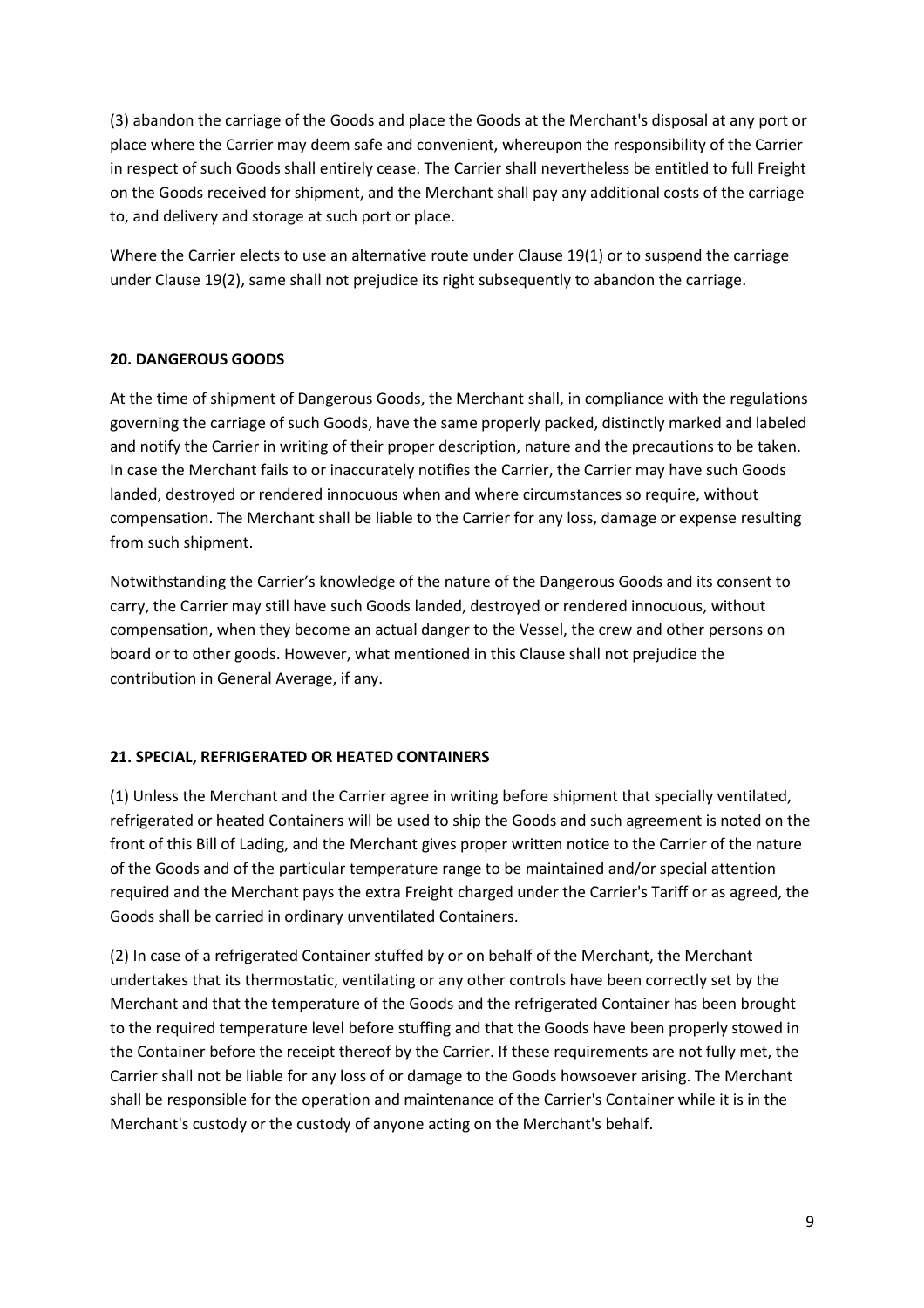(3) abandon the carriage of the Goods and place the Goods at the Merchant's disposal at any port or place where the Carrier may deem safe and convenient, whereupon the responsibility of the Carrier in respect of such Goods shall entirely cease. The Carrier shall nevertheless be entitled to full Freight on the Goods received for shipment, and the Merchant shall pay any additional costs of the carriage to, and delivery and storage at such port or place.

Where the Carrier elects to use an alternative route under Clause 19(1) or to suspend the carriage under Clause 19(2), same shall not prejudice its right subsequently to abandon the carriage.

**20. DANGEROUS GOODS**

At the time of shipment of Dangerous Goods, the Merchant shall, in compliance with the regulations governing the carriage of such Goods, have the same properly packed, distinctly marked and labeled and notify the Carrier in writing of their proper description, nature and the precautions to be taken. In case the Merchant fails to or inaccurately notifies the Carrier, the Carrier may have such Goods landed, destroyed or rendered innocuous when and where circumstances so require, without compensation. The Merchant shall be liable to the Carrier for any loss, damage or expense resulting from such shipment.

Notwithstanding the Carrier's knowledge of the nature of the Dangerous Goods and its consent to carry, the Carrier may still have such Goods landed, destroyed or rendered innocuous, without compensation, when they become an actual danger to the Vessel, the crew and other persons on board or to other goods. However, what mentioned in this Clause shall not prejudice the contribution in General Average, if any.

**21. SPECIAL, REFRIGERATED OR HEATED CONTAINERS**

(1) Unless the Merchant and the Carrier agree in writing before shipment that specially ventilated, refrigerated or heated Containers will be used to ship the Goods and such agreement is noted on the front of this Bill of Lading, and the Merchant gives proper written notice to the Carrier of the nature of the Goods and of the particular temperature range to be maintained and/or special attention required and the Merchant pays the extra Freight charged under the Carrier's Tariff or as agreed, the Goods shall be carried in ordinary unventilated Containers.

(2) In case of a refrigerated Container stuffed by or on behalf of the Merchant, the Merchant undertakes that its thermostatic, ventilating or any other controls have been correctly set by the Merchant and that the temperature of the Goods and the refrigerated Container has been brought to the required temperature level before stuffing and that the Goods have been properly stowed in the Container before the receipt thereof by the Carrier. If these requirements are not fully met, the Carrier shall not be liable for any loss of or damage to the Goods howsoever arising. The Merchant shall be responsible for the operation and maintenance of the Carrier's Container while it is in the Merchant's custody or the custody of anyone acting on the Merchant's behalf.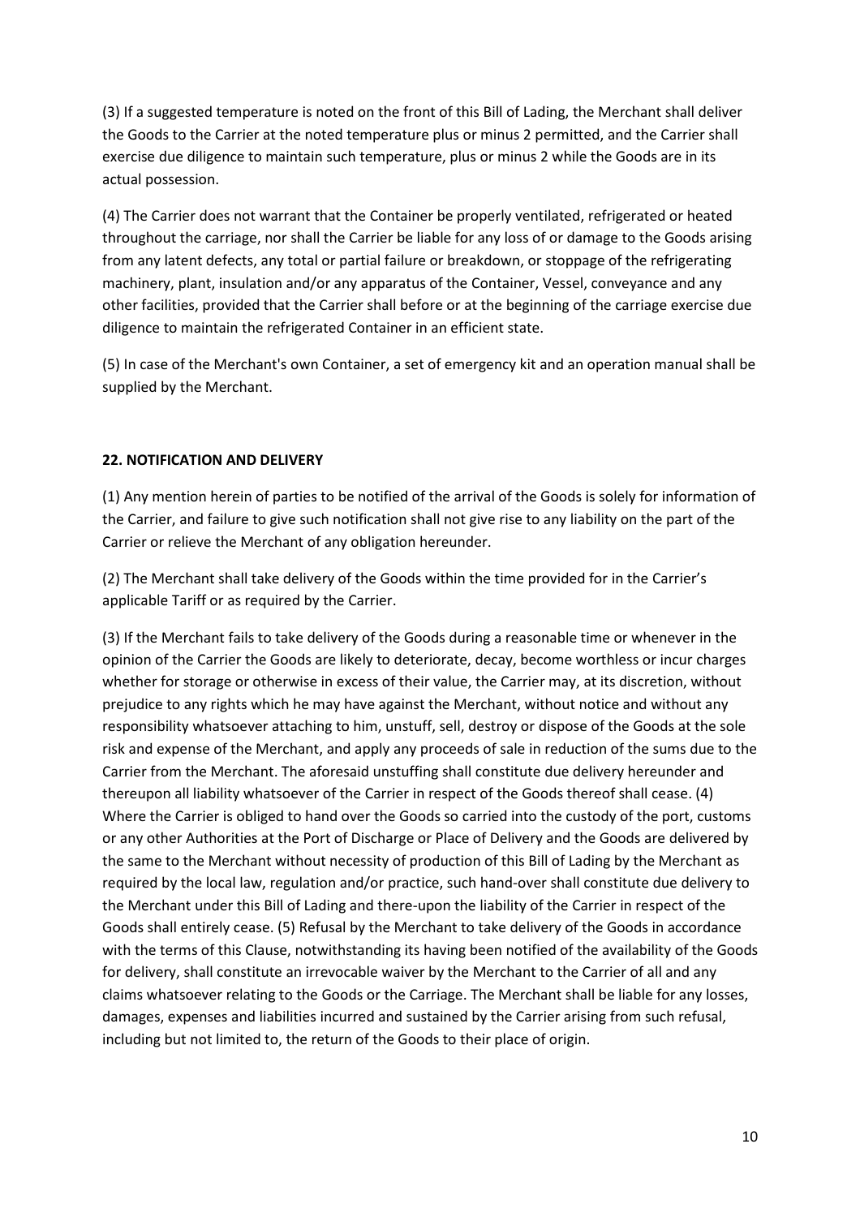(3) If a suggested temperature is noted on the front of this Bill of Lading, the Merchant shall deliver the Goods to the Carrier at the noted temperature plus or minus 2 permitted, and the Carrier shall exercise due diligence to maintain such temperature, plus or minus 2 while the Goods are in its actual possession.

(4) The Carrier does not warrant that the Container be properly ventilated, refrigerated or heated throughout the carriage, nor shall the Carrier be liable for any loss of or damage to the Goods arising from any latent defects, any total or partial failure or breakdown, or stoppage of the refrigerating machinery, plant, insulation and/or any apparatus of the Container, Vessel, conveyance and any other facilities, provided that the Carrier shall before or at the beginning of the carriage exercise due diligence to maintain the refrigerated Container in an efficient state.

(5) In case of the Merchant's own Container, a set of emergency kit and an operation manual shall be supplied by the Merchant.

**22. NOTIFICATION AND DELIVERY**

(1) Any mention herein of parties to be notified of the arrival of the Goods is solely for information of the Carrier, and failure to give such notification shall not give rise to any liability on the part of the Carrier or relieve the Merchant of any obligation hereunder.

(2) The Merchant shall take delivery of the Goods within the time provided for in the Carrier's applicable Tariff or as required by the Carrier.

(3) If the Merchant fails to take delivery of the Goods during a reasonable time or whenever in the opinion of the Carrier the Goods are likely to deteriorate, decay, become worthless or incur charges whether for storage or otherwise in excess of their value, the Carrier may, at its discretion, without prejudice to any rights which he may have against the Merchant, without notice and without any responsibility whatsoever attaching to him, unstuff, sell, destroy or dispose of the Goods at the sole risk and expense of the Merchant, and apply any proceeds of sale in reduction of the sums due to the Carrier from the Merchant. The aforesaid unstuffing shall constitute due delivery hereunder and thereupon all liability whatsoever of the Carrier in respect of the Goods thereof shall cease. (4) Where the Carrier is obliged to hand over the Goods so carried into the custody of the port, customs or any other Authorities at the Port of Discharge or Place of Delivery and the Goods are delivered by the same to the Merchant without necessity of production of this Bill of Lading by the Merchant as required by the local law, regulation and/or practice, such hand-over shall constitute due delivery to the Merchant under this Bill of Lading and there-upon the liability of the Carrier in respect of the Goods shall entirely cease. (5) Refusal by the Merchant to take delivery of the Goods in accordance with the terms of this Clause, notwithstanding its having been notified of the availability of the Goods for delivery, shall constitute an irrevocable waiver by the Merchant to the Carrier of all and any claims whatsoever relating to the Goods or the Carriage. The Merchant shall be liable for any losses, damages, expenses and liabilities incurred and sustained by the Carrier arising from such refusal, including but not limited to, the return of the Goods to their place of origin.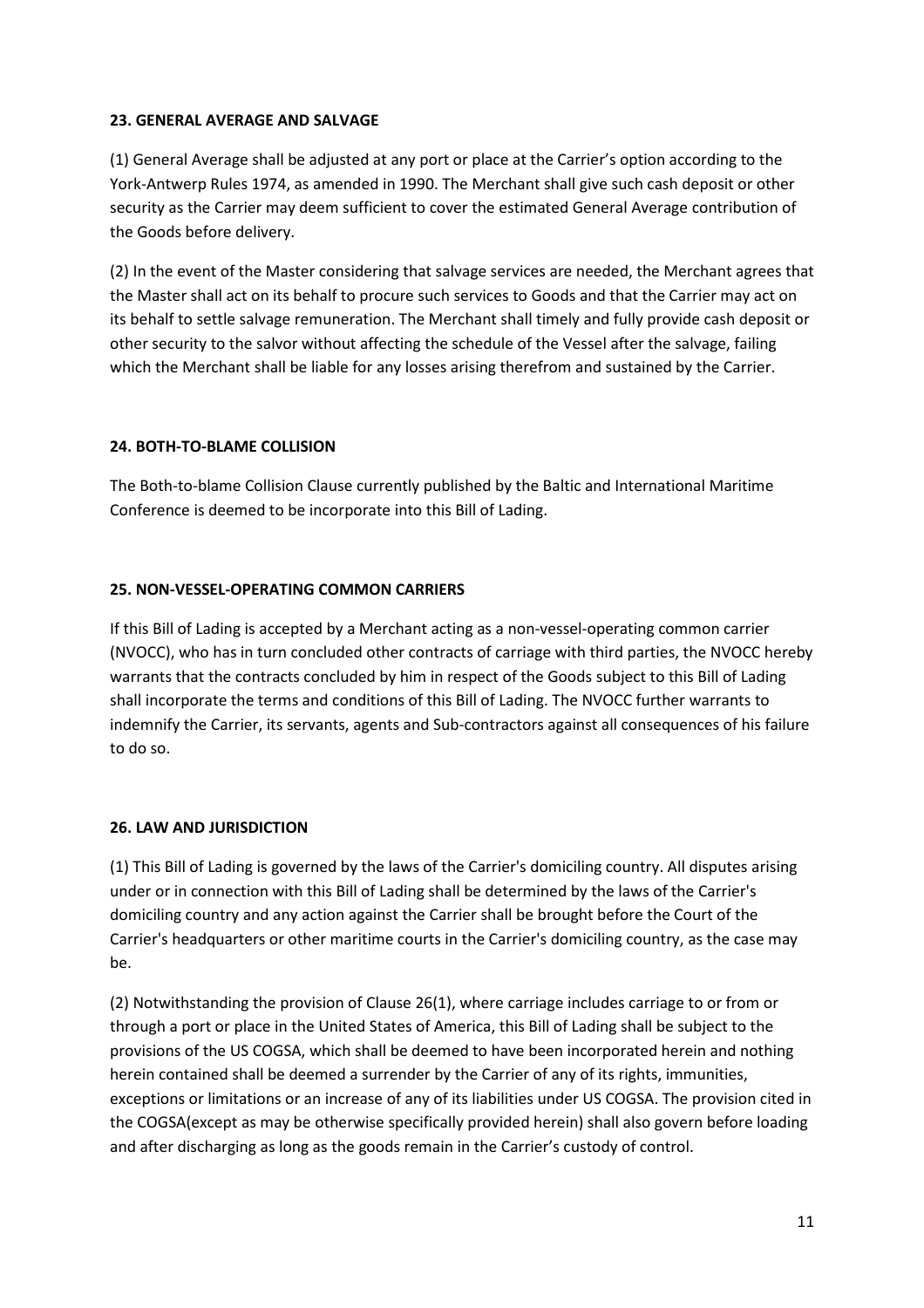**23. GENERAL AVERAGE AND SALVAGE**

(1) General Average shall be adjusted at any port or place at the Carrier's option according to the York-Antwerp Rules 1974, as amended in 1990. The Merchant shall give such cash deposit or other security as the Carrier may deem sufficient to cover the estimated General Average contribution of the Goods before delivery.

(2) In the event of the Master considering that salvage services are needed, the Merchant agrees that the Master shall act on its behalf to procure such services to Goods and that the Carrier may act on its behalf to settle salvage remuneration. The Merchant shall timely and fully provide cash deposit or other security to the salvor without affecting the schedule of the Vessel after the salvage, failing which the Merchant shall be liable for any losses arising therefrom and sustained by the Carrier.

**24. BOTH-TO-BLAME COLLISION**

The Both-to-blame Collision Clause currently published by the Baltic and International Maritime Conference is deemed to be incorporate into this Bill of Lading.

**25. NON-VESSEL-OPERATING COMMON CARRIERS**

If this Bill of Lading is accepted by a Merchant acting as a non-vessel-operating common carrier (NVOCC), who has in turn concluded other contracts of carriage with third parties, the NVOCC hereby warrants that the contracts concluded by him in respect of the Goods subject to this Bill of Lading shall incorporate the terms and conditions of this Bill of Lading. The NVOCC further warrants to indemnify the Carrier, its servants, agents and Sub-contractors against all consequences of his failure to do so.

**26. LAW AND JURISDICTION**

(1) This Bill of Lading is governed by the laws of the Carrier's domiciling country. All disputes arising under or in connection with this Bill of Lading shall be determined by the laws of the Carrier's domiciling country and any action against the Carrier shall be brought before the Court of the Carrier's headquarters or other maritime courts in the Carrier's domiciling country, as the case may be.

(2) Notwithstanding the provision of Clause 26(1), where carriage includes carriage to or from or through a port or place in the United States of America, this Bill of Lading shall be subject to the provisions of the US COGSA, which shall be deemed to have been incorporated herein and nothing herein contained shall be deemed a surrender by the Carrier of any of its rights, immunities, exceptions or limitations or an increase of any of its liabilities under US COGSA. The provision cited in the COGSA(except as may be otherwise specifically provided herein) shall also govern before loading and after discharging as long as the goods remain in the Carrier's custody of control.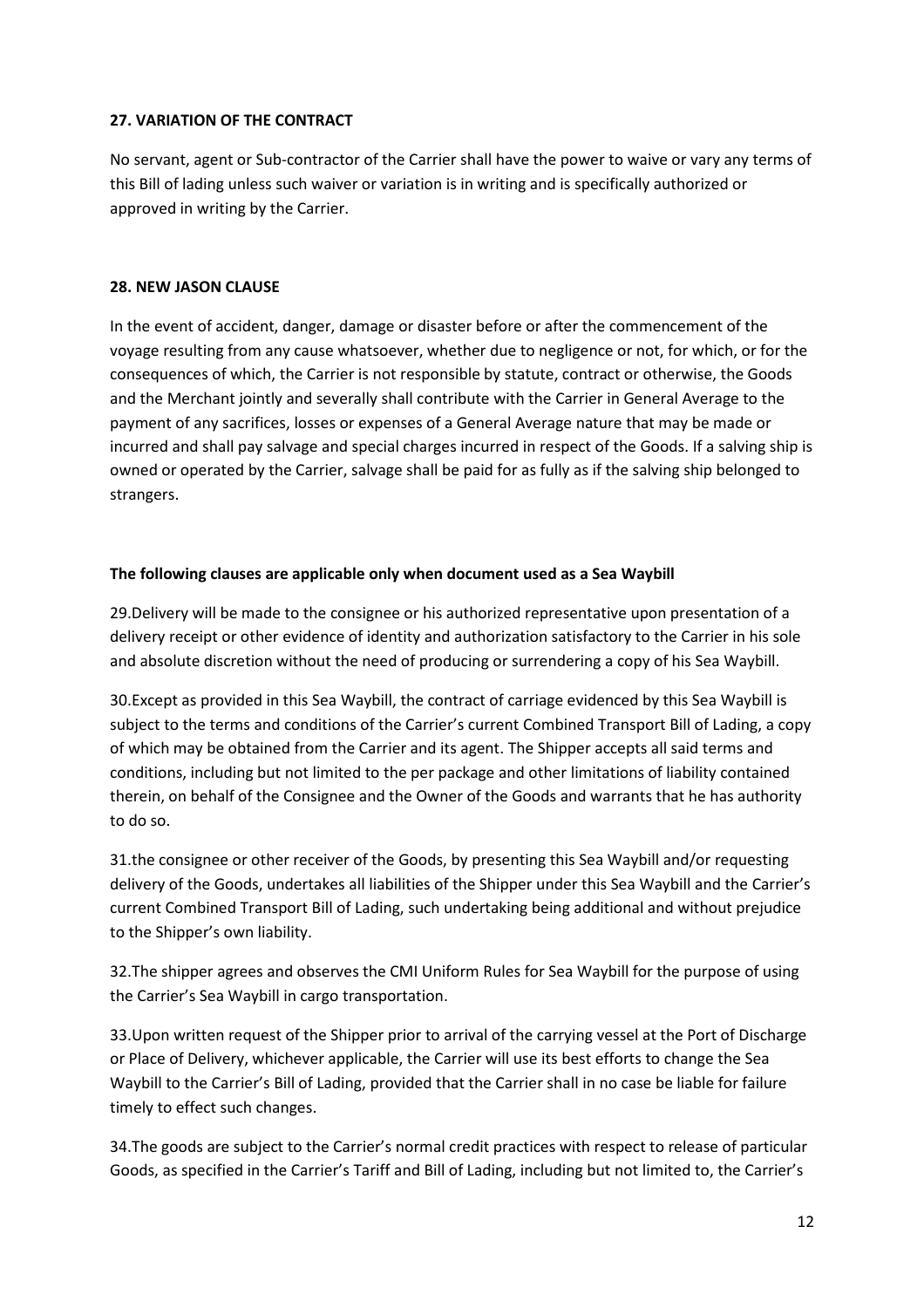**27. VARIATION OF THE CONTRACT**

No servant, agent or Sub-contractor of the Carrier shall have the power to waive or vary any terms of this Bill of lading unless such waiver or variation is in writing and is specifically authorized or approved in writing by the Carrier.

**28. NEW JASON CLAUSE**

In the event of accident, danger, damage or disaster before or after the commencement of the voyage resulting from any cause whatsoever, whether due to negligence or not, for which, or for the consequences of which, the Carrier is not responsible by statute, contract or otherwise, the Goods and the Merchant jointly and severally shall contribute with the Carrier in General Average to the payment of any sacrifices, losses or expenses of a General Average nature that may be made or incurred and shall pay salvage and special charges incurred in respect of the Goods. If a salving ship is owned or operated by the Carrier, salvage shall be paid for as fully as if the salving ship belonged to strangers.

**The following clauses are applicable only when document used as a Sea Waybill**

29.Delivery will be made to the consignee or his authorized representative upon presentation of a delivery receipt or other evidence of identity and authorization satisfactory to the Carrier in his sole and absolute discretion without the need of producing or surrendering a copy of his Sea Waybill.

30.Except as provided in this Sea Waybill, the contract of carriage evidenced by this Sea Waybill is subject to the terms and conditions of the Carrier's current Combined Transport Bill of Lading, a copy of which may be obtained from the Carrier and its agent. The Shipper accepts all said terms and conditions, including but not limited to the per package and other limitations of liability contained therein, on behalf of the Consignee and the Owner of the Goods and warrants that he has authority to do so.

31.the consignee or other receiver of the Goods, by presenting this Sea Waybill and/or requesting delivery of the Goods, undertakes all liabilities of the Shipper under this Sea Waybill and the Carrier's current Combined Transport Bill of Lading, such undertaking being additional and without prejudice to the Shipper's own liability.

32.The shipper agrees and observes the CMI Uniform Rules for Sea Waybill for the purpose of using the Carrier's Sea Waybill in cargo transportation.

33.Upon written request of the Shipper prior to arrival of the carrying vessel at the Port of Discharge or Place of Delivery, whichever applicable, the Carrier will use its best efforts to change the Sea Waybill to the Carrier's Bill of Lading, provided that the Carrier shall in no case be liable for failure timely to effect such changes.

34.The goods are subject to the Carrier's normal credit practices with respect to release of particular Goods, as specified in the Carrier's Tariff and Bill of Lading, including but not limited to, the Carrier's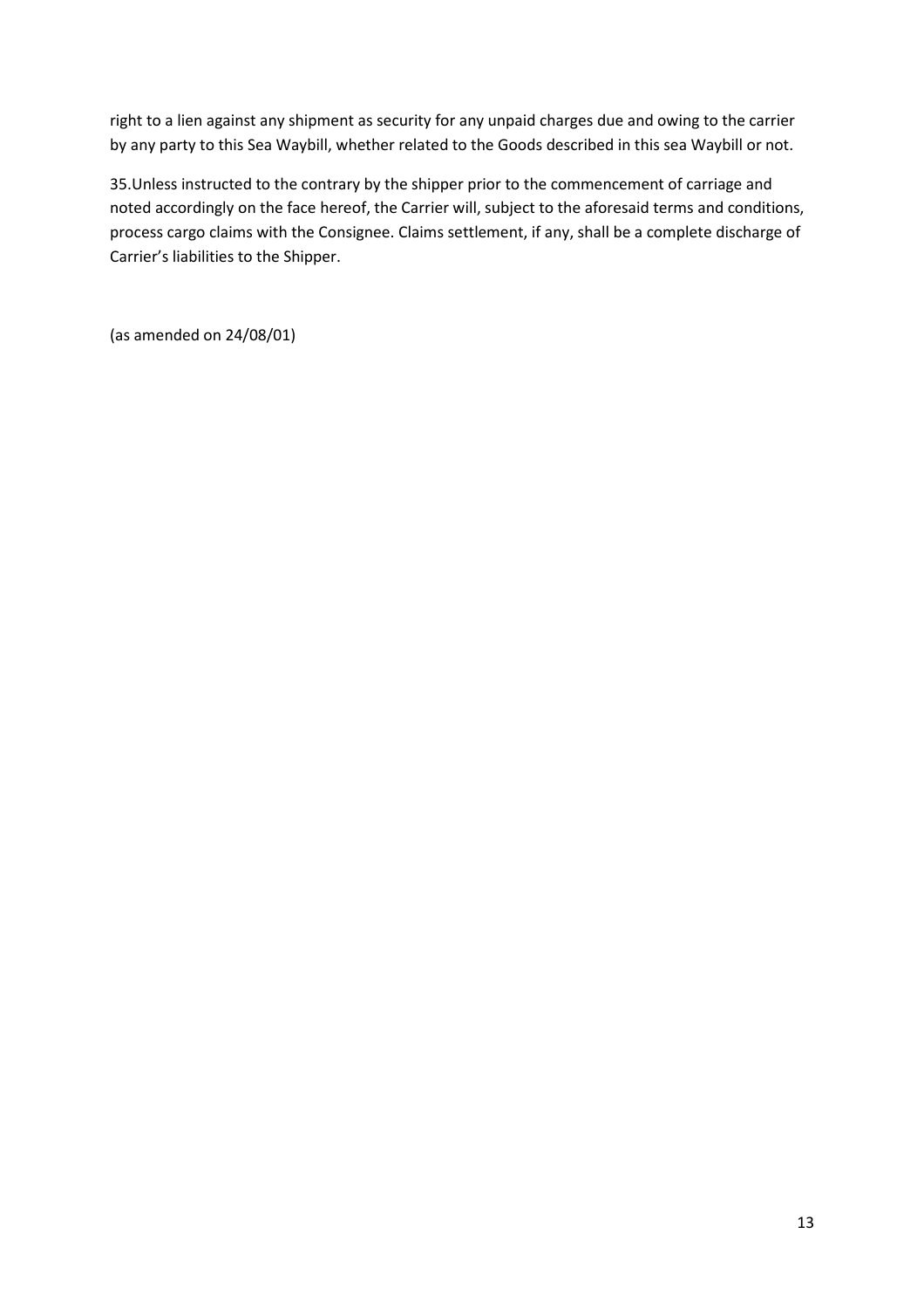right to a lien against any shipment as security for any unpaid charges due and owing to the carrier by any party to this Sea Waybill, whether related to the Goods described in this sea Waybill or not.

35.Unless instructed to the contrary by the shipper prior to the commencement of carriage and noted accordingly on the face hereof, the Carrier will, subject to the aforesaid terms and conditions, process cargo claims with the Consignee. Claims settlement, if any, shall be a complete discharge of Carrier's liabilities to the Shipper.

(as amended on 24/08/01)